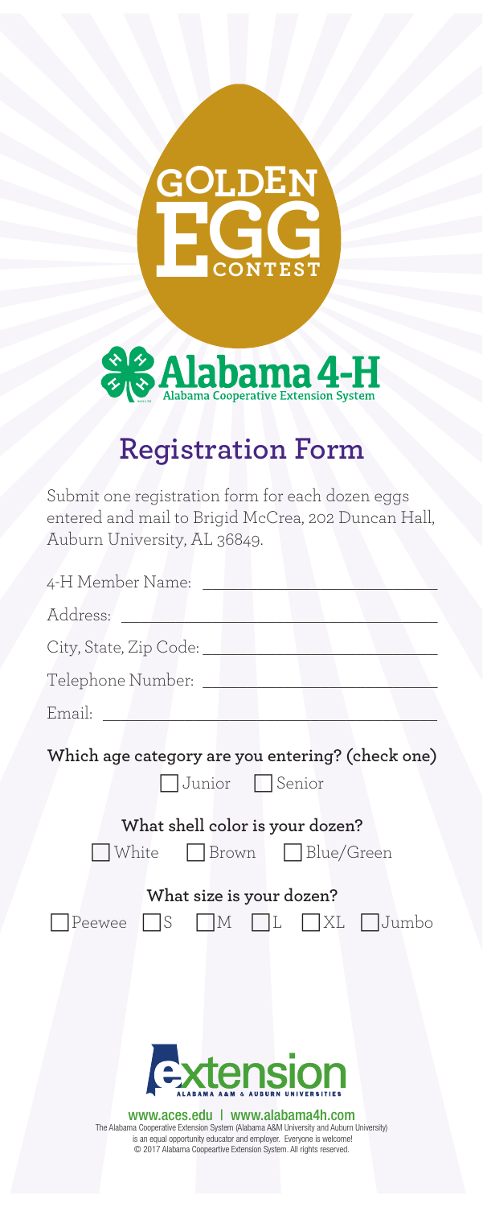# GOLDEN EGG CONTEST

Alabama 4-H
Alabama Cooperative Extension System

## Registration Form

Submit one registration form for each dozen eggs entered and mail to Brigid McCrea, 202 Duncan Hall, Auburn University, AL 36849.

4-H Member Name: ______________________________

Address: ______________________________

City, State, Zip Code: ______________________________

Telephone Number: ______________________________

Email: ______________________________

**Which age category are you entering? (check one)**

☐ Junior ☐ Senior

**What shell color is your dozen?**

☐ White ☐ Brown ☐ Blue/Green

**What size is your dozen?**

☐ Peewee ☐ S ☐ M ☐ L ☐ XL ☐ Jumbo

extension
ALABAMA A&M & AUBURN UNIVERSITIES

www.aces.edu | www.alabama4h.com

The Alabama Cooperative Extension System (Alabama A&M University and Auburn University) is an equal opportunity educator and employer. Everyone is welcome!
© 2017 Alabama Coopeartive Extension System. All rights reserved.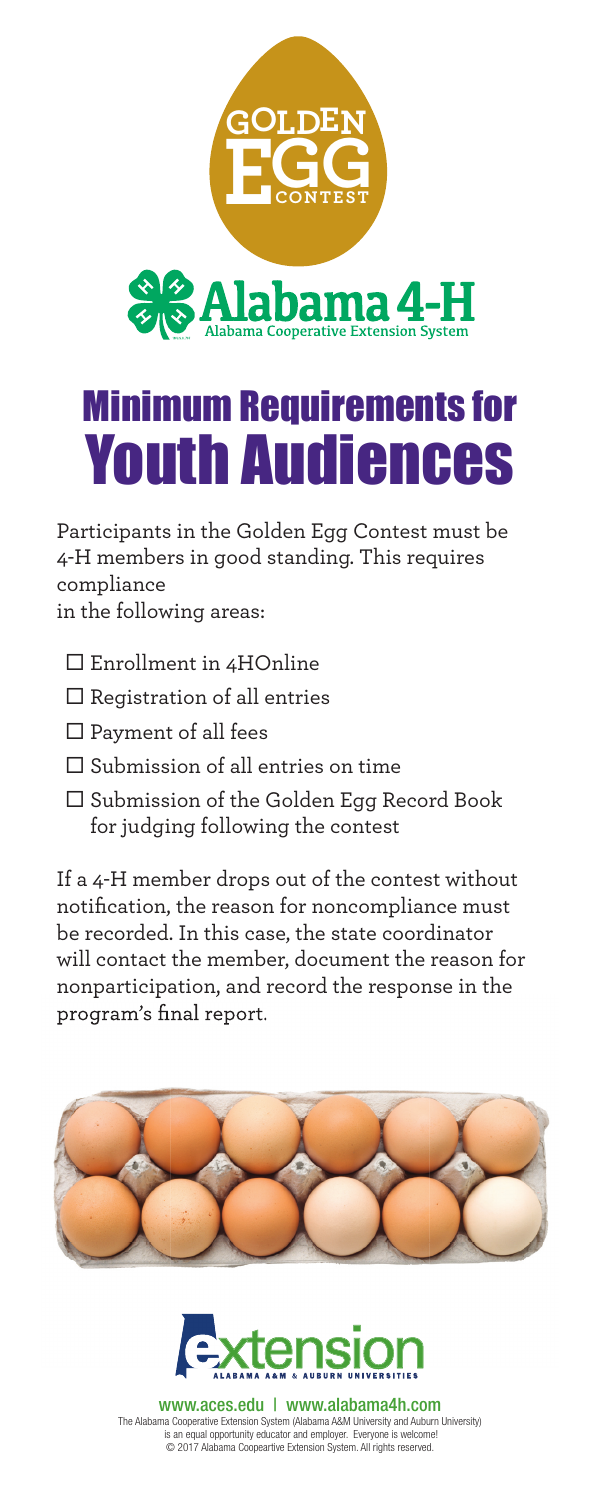GOLDEN EGG CONTEST

Alabama 4-H

Alabama Cooperative Extension System

# Minimum Requirements for Youth Audiences

Participants in the Golden Egg Contest must be 4-H members in good standing. This requires compliance
in the following areas:

- ☐ Enrollment in 4HOnline
- ☐ Registration of all entries
- ☐ Payment of all fees
- ☐ Submission of all entries on time
- ☐ Submission of the Golden Egg Record Book for judging following the contest

If a 4-H member drops out of the contest without notification, the reason for noncompliance must be recorded. In this case, the state coordinator will contact the member, document the reason for nonparticipation, and record the response in the program's final report.

extension

ALABAMA A&M & AUBURN UNIVERSITIES

www.aces.edu | www.alabama4h.com

The Alabama Cooperative Extension System (Alabama A&M University and Auburn University) is an equal opportunity educator and employer. Everyone is welcome!

© 2017 Alabama Coopeartive Extension System. All rights reserved.